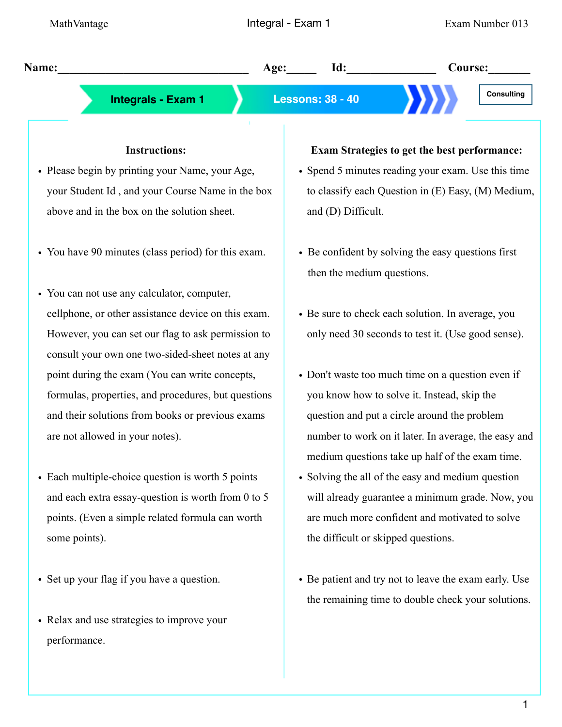MathVantage | Integral - Exam 1 | Exam Number 013

**Name:**________________________________ **Age:**_____ **Id:**_______________ **Course:**_______

**Integrals - Exam 1** | **Lessons: 38 - 40**

Consulting

### Instructions:

- Please begin by printing your Name, your Age, your Student Id , and your Course Name in the box above and in the box on the solution sheet.
- You have 90 minutes (class period) for this exam.
- You can not use any calculator, computer, cellphone, or other assistance device on this exam. However, you can set our flag to ask permission to consult your own one two-sided-sheet notes at any point during the exam (You can write concepts, formulas, properties, and procedures, but questions and their solutions from books or previous exams are not allowed in your notes).
- Each multiple-choice question is worth 5 points and each extra essay-question is worth from 0 to 5 points. (Even a simple related formula can worth some points).
- Set up your flag if you have a question.
- Relax and use strategies to improve your performance.

### Exam Strategies to get the best performance:

- Spend 5 minutes reading your exam. Use this time to classify each Question in (E) Easy, (M) Medium, and (D) Difficult.
- Be confident by solving the easy questions first then the medium questions.
- Be sure to check each solution. In average, you only need 30 seconds to test it. (Use good sense).
- Don't wastee too much time on a question even if you know how to solve it. Instead, skip the question and put a circle around the problem number to work on it later. In average, the easy and medium questions take up half of the exam time.
- Solving the all of the easy and medium question will already guarantee a minimum grade. Now, you are much more confident and motivated to solve the difficult or skipped questions.
- Be patient and try not to leave the exam early. Use the remaining time to double check your solutions.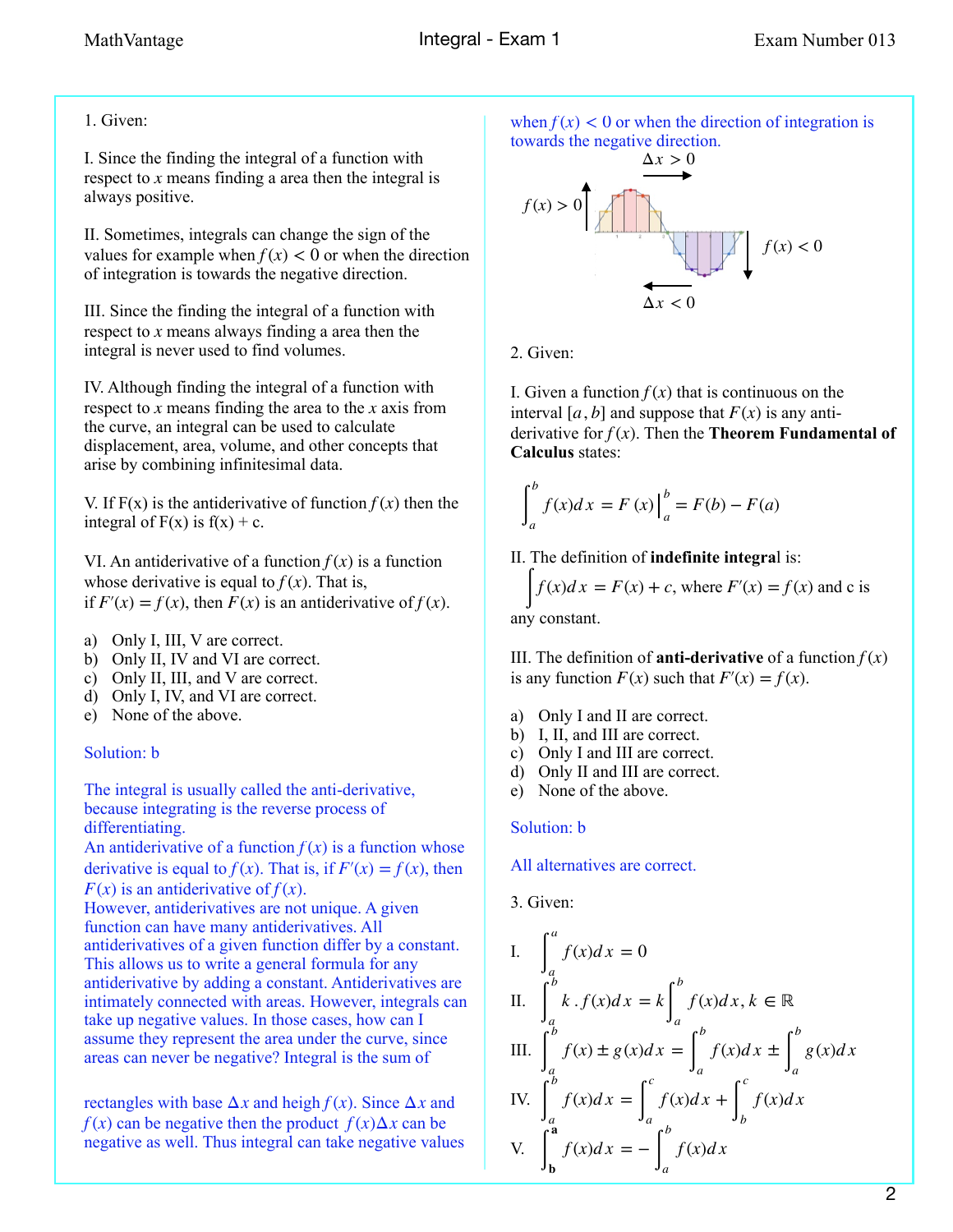1. Given:

I. Since the finding the integral of a function with respect to $x$ means finding a area then the integral is always positive.

II. Sometimes, integrals can change the sign of the values for example when $f(x) < 0$ or when the direction of integration is towards the negative direction.

III. Since the finding the integral of a function with respect to $x$ means always finding a area then the integral is never used to find volumes.

IV. Although finding the integral of a function with respect to $x$ means finding the area to the $x$ axis from the curve, an integral can be used to calculate displacement, area, volume, and other concepts that arise by combining infinitesimal data.

V. If F(x) is the antiderivative of function $f(x)$ then the integral of F(x) is f(x) + c.

VI. An antiderivative of a function $f(x)$ is a function whose derivative is equal to $f(x)$. That is, if $F'(x) = f(x)$, then $F(x)$ is an antiderivative of $f(x)$.

a) Only I, III, V are correct.
b) Only II, IV and VI are correct.
c) Only II, III, and V are correct.
d) Only I, IV, and VI are correct.
e) None of the above.

Solution: b

The integral is usually called the anti-derivative, because integrating is the reverse process of differentiating.
An antiderivative of a function $f(x)$ is a function whose derivative is equal to $f(x)$. That is, if $F'(x) = f(x)$, then $F(x)$ is an antiderivative of $f(x)$.
However, antiderivatives are not unique. A given function can have many antiderivatives. All antiderivatives of a given function differ by a constant. This allows us to write a general formula for any antiderivative by adding a constant. Antiderivatives are intimately connected with areas. However, integrals can take up negative values. In those cases, how can I assume they represent the area under the curve, since areas can never be negative? Integral is the sum of rectangles with base $\Delta x$ and heigh $f(x)$. Since $\Delta x$ and $f(x)$ can be negative then the product $f(x)\Delta x$ can be negative as well. Thus integral can take negative values when $f(x) < 0$ or when the direction of integration is towards the negative direction.

$\Delta x > 0$

$f(x) > 0$ $\quad$ $f(x) < 0$

$\Delta x < 0$

2. Given:

I. Given a function $f(x)$ that is continuous on the interval $[a, b]$ and suppose that $F(x)$ is any anti-derivative for $f(x)$. Then the **Theorem Fundamental of Calculus** states:

$$\int_a^b f(x)dx = F(x)\Big|_a^b = F(b) - F(a)$$

II. The definition of **indefinite integral** is:
$\int f(x)dx = F(x) + c$, where $F'(x) = f(x)$ and c is any constant.

III. The definition of **anti-derivative** of a function $f(x)$ is any function $F(x)$ such that $F'(x) = f(x)$.

a) Only I and II are correct.
b) I, II, and III are correct.
c) Only I and III are correct.
d) Only II and III are correct.
e) None of the above.

Solution: b

All alternatives are correct.

3. Given:

I. $\int_a^a f(x)dx = 0$

II. $\int_a^b k.f(x)dx = k\int_a^b f(x)dx, k \in \mathbb{R}$

III. $\int_a^b f(x) \pm g(x)dx = \int_a^b f(x)dx \pm \int_a^b g(x)dx$

IV. $\int_a^b f(x)dx = \int_a^c f(x)dx + \int_b^c f(x)dx$

V. $\int_b^a f(x)dx = -\int_a^b f(x)dx$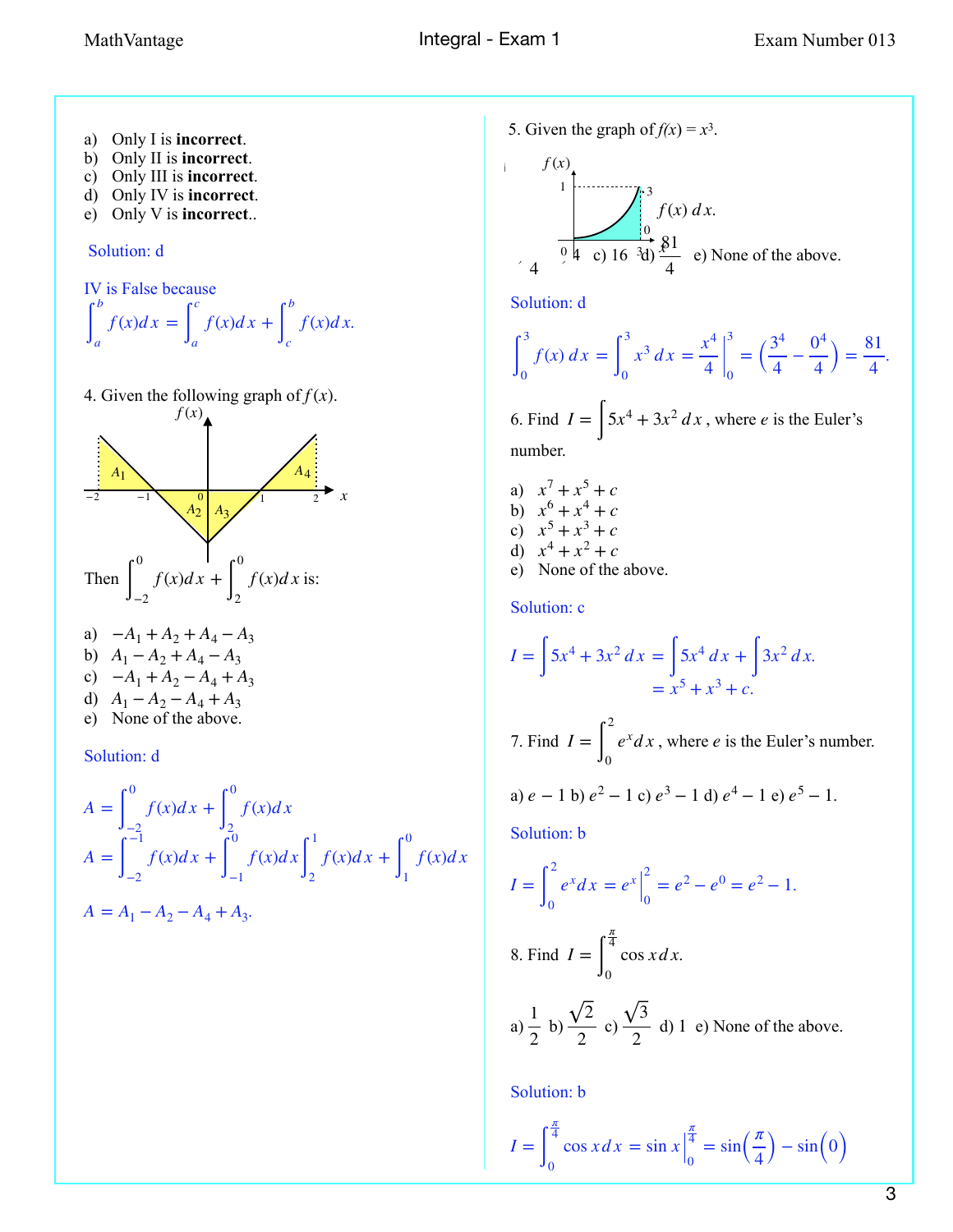a) Only I is **incorrect**.
b) Only II is **incorrect**.
c) Only III is **incorrect**.
d) Only IV is **incorrect**.
e) Only V is **incorrect**..

Solution: d

IV is False because

$$\int_a^b f(x)dx = \int_a^c f(x)dx + \int_c^b f(x)dx.$$

4. Given the following graph of $f(x)$.

Then $\int_{-2}^{0} f(x)dx + \int_{2}^{0} f(x)dx$ is:

a) $-A_1 + A_2 + A_4 - A_3$
b) $A_1 - A_2 + A_4 - A_3$
c) $-A_1 + A_2 - A_4 + A_3$
d) $A_1 - A_2 - A_4 + A_3$
e) None of the above.

Solution: d

$$A = \int_{-2}^{0} f(x)dx + \int_{2}^{0} f(x)dx$$

$$A = \int_{-2}^{-1} f(x)dx + \int_{-1}^{0} f(x)dx \int_{2}^{1} f(x)dx + \int_{1}^{0} f(x)dx$$

$$A = A_1 - A_2 - A_4 + A_3.$$

5. Given the graph of $f(x) = x^3$.

$f(x)\,dx$.

4 c) 16 d) $\frac{81}{4}$ e) None of the above.

Solution: d

$$\int_0^3 f(x)\,dx = \int_0^3 x^3\,dx = \frac{x^4}{4}\Big|_0^3 = \left(\frac{3^4}{4} - \frac{0^4}{4}\right) = \frac{81}{4}.$$

6. Find $I = \int 5x^4 + 3x^2\,dx$, where $e$ is the Euler's number.

a) $x^7 + x^5 + c$
b) $x^6 + x^4 + c$
c) $x^5 + x^3 + c$
d) $x^4 + x^2 + c$
e) None of the above.

Solution: c

$$I = \int 5x^4 + 3x^2\,dx = \int 5x^4\,dx + \int 3x^2\,dx.$$
$$= x^5 + x^3 + c.$$

7. Find $I = \int_0^2 e^x dx$, where $e$ is the Euler's number.

a) $e - 1$ b) $e^2 - 1$ c) $e^3 - 1$ d) $e^4 - 1$ e) $e^5 - 1$.

Solution: b

$$I = \int_0^2 e^x dx = e^x\Big|_0^2 = e^2 - e^0 = e^2 - 1.$$

8. Find $I = \int_0^{\frac{\pi}{4}} \cos x\,dx$.

a) $\frac{1}{2}$ b) $\frac{\sqrt{2}}{2}$ c) $\frac{\sqrt{3}}{2}$ d) 1 e) None of the above.

Solution: b

$$I = \int_0^{\frac{\pi}{4}} \cos x\,dx = \sin x\Big|_0^{\frac{\pi}{4}} = \sin\left(\frac{\pi}{4}\right) - \sin\left(0\right)$$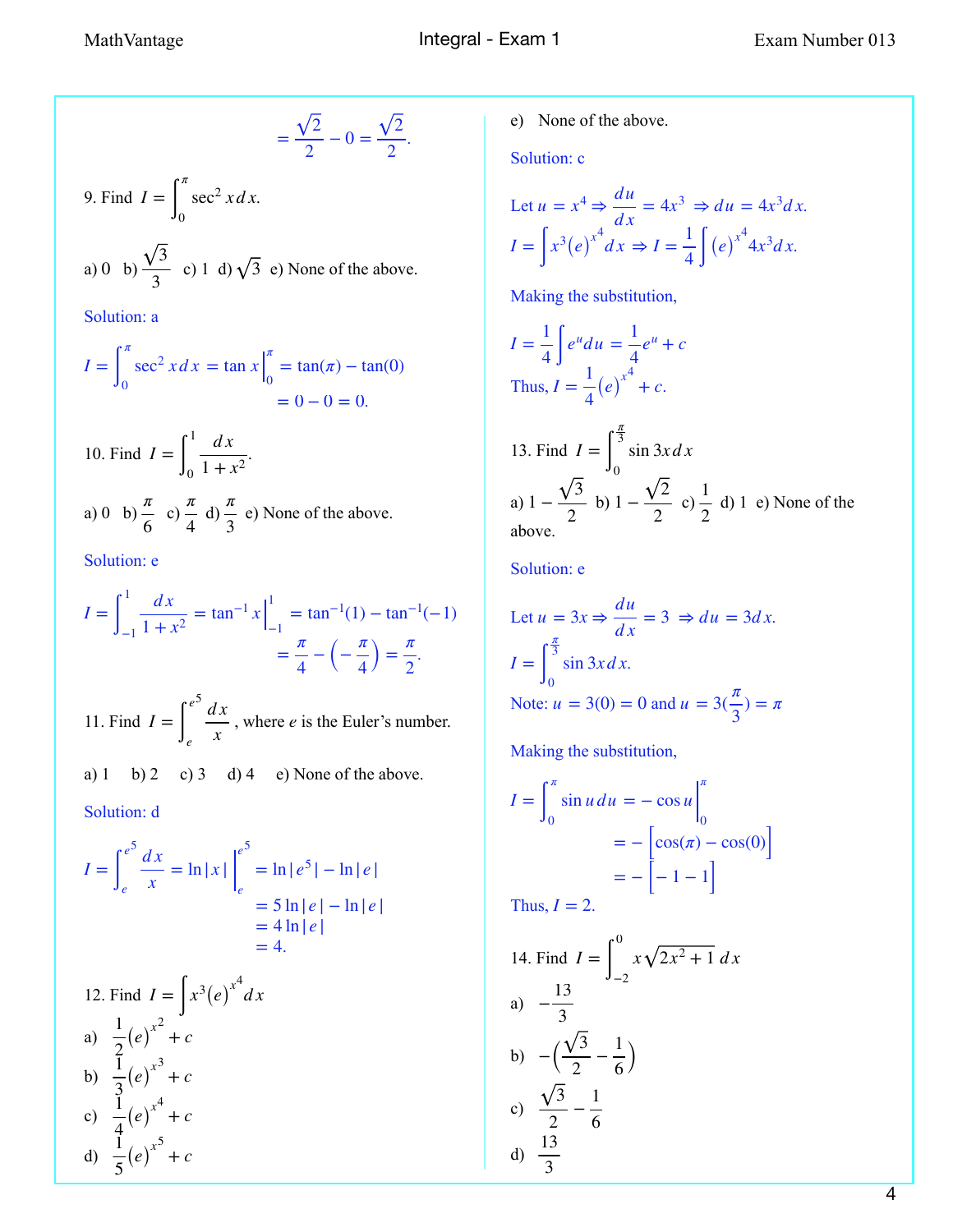$$= \frac{\sqrt{2}}{2} - 0 = \frac{\sqrt{2}}{2}.$$

9. Find $I = \int_0^{\pi} \sec^2 x \, dx$.

a) 0 b) $\frac{\sqrt{3}}{3}$ c) 1 d) $\sqrt{3}$ e) None of the above.

Solution: a

$$I = \int_0^{\pi} \sec^2 x \, dx = \tan x \Big|_0^{\pi} = \tan(\pi) - \tan(0)$$
$$= 0 - 0 = 0.$$

10. Find $I = \int_0^1 \frac{dx}{1+x^2}$.

a) 0 b) $\frac{\pi}{6}$ c) $\frac{\pi}{4}$ d) $\frac{\pi}{3}$ e) None of the above.

Solution: e

$$I = \int_{-1}^1 \frac{dx}{1+x^2} = \tan^{-1} x \Big|_{-1}^1 = \tan^{-1}(1) - \tan^{-1}(-1)$$
$$= \frac{\pi}{4} - \left(-\frac{\pi}{4}\right) = \frac{\pi}{2}.$$

11. Find $I = \int_e^{e^5} \frac{dx}{x}$, where $e$ is the Euler's number.

a) 1 b) 2 c) 3 d) 4 e) None of the above.

Solution: d

$$I = \int_e^{e^5} \frac{dx}{x} = \ln|x| \Big|_e^{e^5} = \ln|e^5| - \ln|e|$$
$$= 5\ln|e| - \ln|e|$$
$$= 4\ln|e|$$
$$= 4.$$

12. Find $I = \int x^3 (e)^{x^4} dx$

a) $\frac{1}{2}(e)^{x^2} + c$

b) $\frac{1}{3}(e)^{x^3} + c$

c) $\frac{1}{4}(e)^{x^4} + c$

d) $\frac{1}{5}(e)^{x^5} + c$

e) None of the above.

Solution: c

Let $u = x^4 \Rightarrow \frac{du}{dx} = 4x^3 \Rightarrow du = 4x^3 dx$.

$$I = \int x^3 (e)^{x^4} dx \Rightarrow I = \frac{1}{4} \int (e)^{x^4} 4x^3 dx.$$

Making the substitution,

$$I = \frac{1}{4} \int e^u du = \frac{1}{4} e^u + c$$

Thus, $I = \frac{1}{4}(e)^{x^4} + c$.

13. Find $I = \int_0^{\frac{\pi}{3}} \sin 3x \, dx$

a) $1 - \frac{\sqrt{3}}{2}$ b) $1 - \frac{\sqrt{2}}{2}$ c) $\frac{1}{2}$ d) 1 e) None of the above.

Solution: e

Let $u = 3x \Rightarrow \frac{du}{dx} = 3 \Rightarrow du = 3dx$.

$$I = \int_0^{\frac{\pi}{3}} \sin 3x \, dx.$$

Note: $u = 3(0) = 0$ and $u = 3(\frac{\pi}{3}) = \pi$

Making the substitution,

$$I = \int_0^{\pi} \sin u \, du = -\cos u \Big|_0^{\pi}$$
$$= -\Big[\cos(\pi) - \cos(0)\Big]$$
$$= -\Big[-1 - 1\Big]$$

Thus, $I = 2$.

14. Find $I = \int_{-2}^0 x\sqrt{2x^2+1} \, dx$

a) $-\frac{13}{3}$

b) $-\left(\frac{\sqrt{3}}{2} - \frac{1}{6}\right)$

c) $\frac{\sqrt{3}}{2} - \frac{1}{6}$

d) $\frac{13}{3}$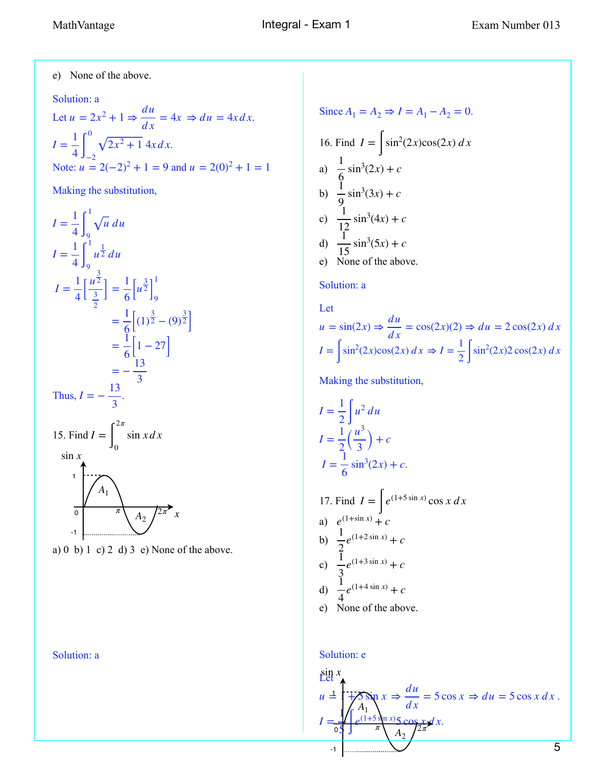e) None of the above.

Solution: a

Let $u = 2x^2 + 1 \Rightarrow \dfrac{du}{dx} = 4x \Rightarrow du = 4x\,dx.$

$I = \dfrac{1}{4}\displaystyle\int_{-2}^{0} \sqrt{2x^2+1}\; 4x\,dx.$

Note: $u = 2(-2)^2 + 1 = 9$ and $u = 2(0)^2 + 1 = 1$

Making the substitution,

$$I = \frac{1}{4}\int_{9}^{1} \sqrt{u}\,du$$

$$I = \frac{1}{4}\int_{9}^{1} u^{\frac{1}{2}}\,du$$

$$I = \frac{1}{4}\left[\frac{u^{\frac{3}{2}}}{\frac{3}{2}}\right] = \frac{1}{6}\left[u^{\frac{3}{2}}\right]_9^1$$

$$= \frac{1}{6}\left[(1)^{\frac{3}{2}} - (9)^{\frac{3}{2}}\right]$$

$$= \frac{1}{6}\left[1 - 27\right]$$

$$= -\frac{13}{3}$$

Thus, $I = -\dfrac{13}{3}$.

15. Find $I = \displaystyle\int_0^{2\pi} \sin x\,dx$

(Graph of $\sin x$ from $0$ to $2\pi$, with area $A_1$ above the axis between $0$ and $\pi$, and area $A_2$ below the axis between $\pi$ and $2\pi$; values $1$ and $-1$ marked on the vertical axis.)

a) 0 b) 1 c) 2 d) 3 e) None of the above.

Solution: a

Since $A_1 = A_2 \Rightarrow I = A_1 - A_2 = 0.$

16. Find $I = \displaystyle\int \sin^2(2x)\cos(2x)\,dx$

a) $\dfrac{1}{6}\sin^3(2x) + c$

b) $\dfrac{1}{9}\sin^3(3x) + c$

c) $\dfrac{1}{12}\sin^3(4x) + c$

d) $\dfrac{1}{15}\sin^3(5x) + c$

e) None of the above.

Solution: a

Let

$u = \sin(2x) \Rightarrow \dfrac{du}{dx} = \cos(2x)(2) \Rightarrow du = 2\cos(2x)\,dx$

$I = \displaystyle\int \sin^2(2x)\cos(2x)\,dx \Rightarrow I = \frac{1}{2}\int \sin^2(2x)2\cos(2x)\,dx$

Making the substitution,

$$I = \frac{1}{2}\int u^2\,du$$

$$I = \frac{1}{2}\left(\frac{u^3}{3}\right) + c$$

$$I = \frac{1}{6}\sin^3(2x) + c.$$

17. Find $I = \displaystyle\int e^{(1+5\sin x)}\cos x\,dx$

a) $e^{(1+\sin x)} + c$

b) $\dfrac{1}{2}e^{(1+2\sin x)} + c$

c) $\dfrac{1}{3}e^{(1+3\sin x)} + c$

d) $\dfrac{1}{4}e^{(1+4\sin x)} + c$

e) None of the above.

Solution: e

Let

$u = 1 + 5\sin x \Rightarrow \dfrac{du}{dx} = 5\cos x \Rightarrow du = 5\cos x\,dx.$

$I = \dfrac{1}{5}\displaystyle\int e^{(1+5\sin x)}5\cos x\,dx.$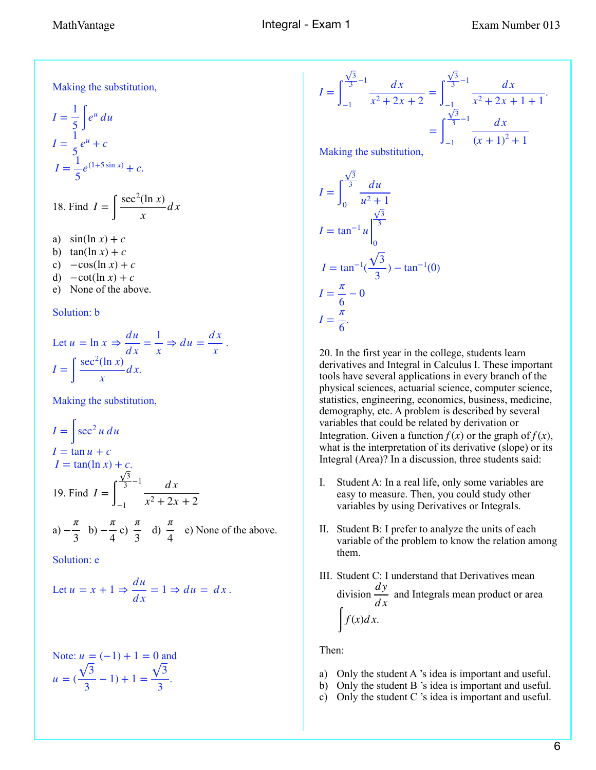Making the substitution,

$$I = \frac{1}{5}\int e^u \, du$$

$$I = \frac{1}{5}e^u + c$$

$$I = \frac{1}{5}e^{(1+5\sin x)} + c.$$

18. Find $I = \displaystyle\int \frac{\sec^2(\ln x)}{x}dx$

a) $\sin(\ln x) + c$
b) $\tan(\ln x) + c$
c) $-\cos(\ln x) + c$
d) $-\cot(\ln x) + c$
e) None of the above.

Solution: b

Let $u = \ln x \Rightarrow \dfrac{du}{dx} = \dfrac{1}{x} \Rightarrow du = \dfrac{dx}{x}$.

$$I = \int \frac{\sec^2(\ln x)}{x}dx.$$

Making the substitution,

$$I = \int \sec^2 u \, du$$

$$I = \tan u + c$$

$$I = \tan(\ln x) + c.$$

19. Find $I = \displaystyle\int_{-1}^{\frac{\sqrt{3}}{3}-1} \frac{dx}{x^2+2x+2}$

a) $-\dfrac{\pi}{3}$ b) $-\dfrac{\pi}{4}$ c) $\dfrac{\pi}{3}$ d) $\dfrac{\pi}{4}$ e) None of the above.

Solution: e

Let $u = x + 1 \Rightarrow \dfrac{du}{dx} = 1 \Rightarrow du = dx$.

Note: $u = (-1) + 1 = 0$ and $u = (\dfrac{\sqrt{3}}{3} - 1) + 1 = \dfrac{\sqrt{3}}{3}$.

$$I = \int_{-1}^{\frac{\sqrt{3}}{3}-1} \frac{dx}{x^2+2x+2} = \int_{-1}^{\frac{\sqrt{3}}{3}-1} \frac{dx}{x^2+2x+1+1}.$$

$$= \int_{-1}^{\frac{\sqrt{3}}{3}-1} \frac{dx}{(x+1)^2+1}$$

Making the substitution,

$$I = \int_{0}^{\frac{\sqrt{3}}{3}} \frac{du}{u^2+1}$$

$$I = \tan^{-1} u \Big|_{0}^{\frac{\sqrt{3}}{3}}$$

$$I = \tan^{-1}(\frac{\sqrt{3}}{3}) - \tan^{-1}(0)$$

$$I = \frac{\pi}{6} - 0$$

$$I = \frac{\pi}{6}.$$

20. In the first year in the college, students learn derivatives and Integral in Calculus I. These important tools have several applications in every branch of the physical sciences, actuarial science, computer science, statistics, engineering, economics, business, medicine, demography, etc. A problem is described by several variables that could be related by derivation or Integration. Given a function $f(x)$ or the graph of $f(x)$, what is the interpretation of its derivative (slope) or its Integral (Area)? In a discussion, three students said:

I. Student A: In a real life, only some variables are easy to measure. Then, you could study other variables by using Derivatives or Integrals.

II. Student B: I prefer to analyze the units of each variable of the problem to know the relation among them.

III. Student C: I understand that Derivatives mean division $\dfrac{dy}{dx}$ and Integrals mean product or area $\displaystyle\int f(x)dx$.

Then:

a) Only the student A 's idea is important and useful.
b) Only the student B 's idea is important and useful.
c) Only the student C 's idea is important and useful.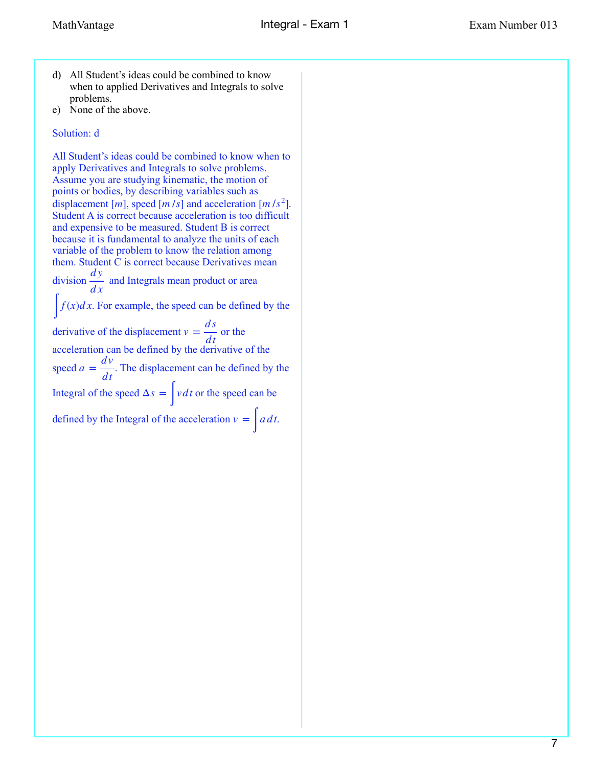d) All Student's ideas could be combined to know when to applied Derivatives and Integrals to solve problems.
e) None of the above.

Solution: d

All Student's ideas could be combined to know when to apply Derivatives and Integrals to solve problems. Assume you are studying kinematic, the motion of points or bodies, by describing variables such as displacement $[m]$, speed $[m/s]$ and acceleration $[m/s^2]$. Student A is correct because acceleration is too difficult and expensive to be measured. Student B is correct because it is fundamental to analyze the units of each variable of the problem to know the relation among them. Student C is correct because Derivatives mean division $\frac{dy}{dx}$ and Integrals mean product or area $\int f(x)dx$. For example, the speed can be defined by the derivative of the displacement $v = \frac{ds}{dt}$ or the acceleration can be defined by the derivative of the speed $a = \frac{dv}{dt}$. The displacement can be defined by the Integral of the speed $\Delta s = \int v dt$ or the speed can be defined by the Integral of the acceleration $v = \int a dt$.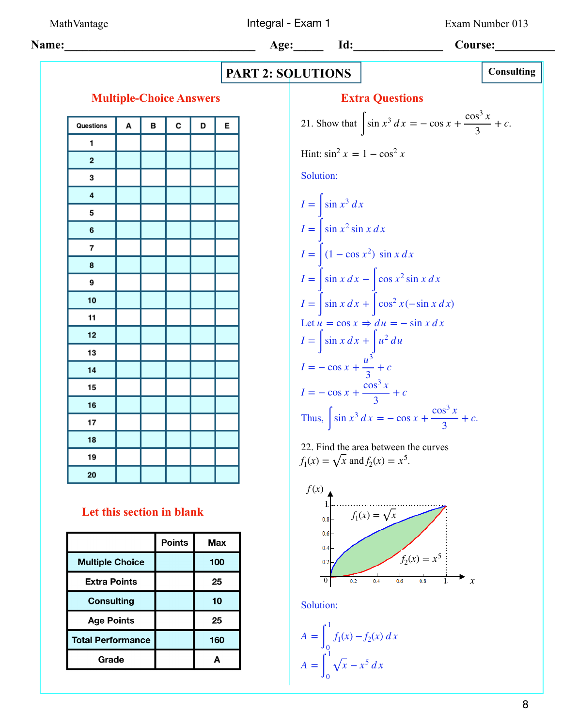MathVantage Integral - Exam 1 Exam Number 013

**Name:**_________________________________ **Age:**_____ **Id:**_______________ **Course:**__________

## PART 2: SOLUTIONS

**Consulting**

### Multiple-Choice Answers

| Questions | A | B | C | D | E |
|---|---|---|---|---|---|
| 1 | | | | | |
| 2 | | | | | |
| 3 | | | | | |
| 4 | | | | | |
| 5 | | | | | |
| 6 | | | | | |
| 7 | | | | | |
| 8 | | | | | |
| 9 | | | | | |
| 10 | | | | | |
| 11 | | | | | |
| 12 | | | | | |
| 13 | | | | | |
| 14 | | | | | |
| 15 | | | | | |
| 16 | | | | | |
| 17 | | | | | |
| 18 | | | | | |
| 19 | | | | | |
| 20 | | | | | |

### Let this section in blank

| | Points | Max |
|---|---|---|
| Multiple Choice | | 100 |
| Extra Points | | 25 |
| Consulting | | 10 |
| Age Points | | 25 |
| Total Performance | | 160 |
| Grade | | A |

### Extra Questions

21. Show that $\int \sin x^3 \, dx = -\cos x + \dfrac{\cos^3 x}{3} + c$.

Hint: $\sin^2 x = 1 - \cos^2 x$

Solution:

$I = \int \sin x^3 \, dx$

$I = \int \sin x^2 \sin x \, dx$

$I = \int (1 - \cos x^2) \, \sin x \, dx$

$I = \int \sin x \, dx - \int \cos x^2 \sin x \, dx$

$I = \int \sin x \, dx + \int \cos^2 x (-\sin x \, dx)$

Let $u = \cos x \Rightarrow du = -\sin x \, dx$

$I = \int \sin x \, dx + \int u^2 \, du$

$I = -\cos x + \dfrac{u^3}{3} + c$

$I = -\cos x + \dfrac{\cos^3 x}{3} + c$

Thus, $\int \sin x^3 \, dx = -\cos x + \dfrac{\cos^3 x}{3} + c$.

22. Find the area between the curves $f_1(x) = \sqrt{x}$ and $f_2(x) = x^5$.

Solution:

$A = \int_0^1 f_1(x) - f_2(x) \, dx$

$A = \int_0^1 \sqrt{x} - x^5 \, dx$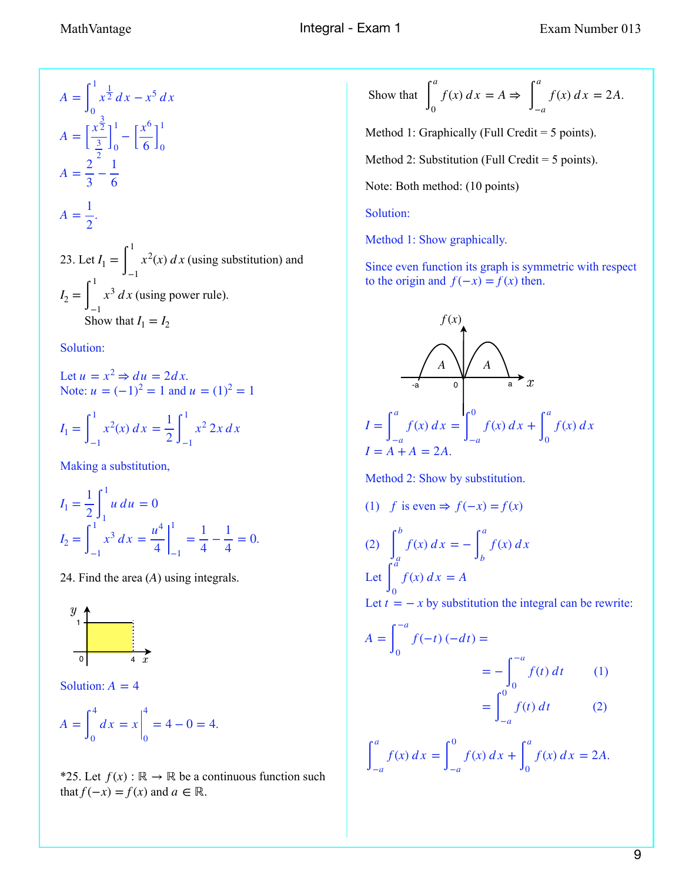$$A = \int_0^1 x^{\frac{1}{2}}\,dx - x^5\,dx$$

$$A = \left[\frac{x^{\frac{3}{2}}}{\frac{3}{2}}\right]_0^1 - \left[\frac{x^6}{6}\right]_0^1$$

$$A = \frac{2}{3} - \frac{1}{6}$$

$$A = \frac{1}{2}.$$

23. Let $I_1 = \int_{-1}^{1} x^2(x)\,dx$ (using substitution) and $I_2 = \int_{-1}^{1} x^3\,dx$ (using power rule).

Show that $I_1 = I_2$

Solution:

Let $u = x^2 \Rightarrow du = 2dx.$
Note: $u = (-1)^2 = 1$ and $u = (1)^2 = 1$

$$I_1 = \int_{-1}^{1} x^2(x)\,dx = \frac{1}{2}\int_{-1}^{1} x^2\,2x\,dx$$

Making a substitution,

$$I_1 = \frac{1}{2}\int_1^1 u\,du = 0$$

$$I_2 = \int_{-1}^{1} x^3\,dx = \left.\frac{u^4}{4}\right|_{-1}^{1} = \frac{1}{4} - \frac{1}{4} = 0.$$

24. Find the area ($A$) using integrals.

y
1
0
4
x

Solution: $A = 4$

$$A = \int_0^4 dx = x\Big|_0^4 = 4 - 0 = 4.$$

*25. Let $f(x) : \mathbb{R} \to \mathbb{R}$ be a continuous function such that $f(-x) = f(x)$ and $a \in \mathbb{R}$.

Show that $\int_0^a f(x)\,dx = A \Rightarrow \int_{-a}^{a} f(x)\,dx = 2A.$

Method 1: Graphically (Full Credit = 5 points).

Method 2: Substitution (Full Credit = 5 points).

Note: Both method: (10 points)

Solution:

Method 1: Show graphically.

Since even function its graph is symmetric with respect to the origin and $f(-x) = f(x)$ then.

f(x)
A
A
-a
0
a
x

$$I = \int_{-a}^{a} f(x)\,dx = \int_{-a}^{0} f(x)\,dx + \int_0^a f(x)\,dx$$

$$I = A + A = 2A.$$

Method 2: Show by substitution.

(1) $f$ is even $\Rightarrow f(-x) = f(x)$

(2) $\int_a^b f(x)\,dx = -\int_b^a f(x)\,dx$

Let $\int_0^a f(x)\,dx = A$

Let $t = -x$ by substitution the integral can be rewrite:

$$A = \int_0^{-a} f(-t)\,(-dt) =$$

$$= -\int_0^{-a} f(t)\,dt \qquad (1)$$

$$= \int_{-a}^{0} f(t)\,dt \qquad (2)$$

$$\int_{-a}^{a} f(x)\,dx = \int_{-a}^{0} f(x)\,dx + \int_0^a f(x)\,dx = 2A.$$